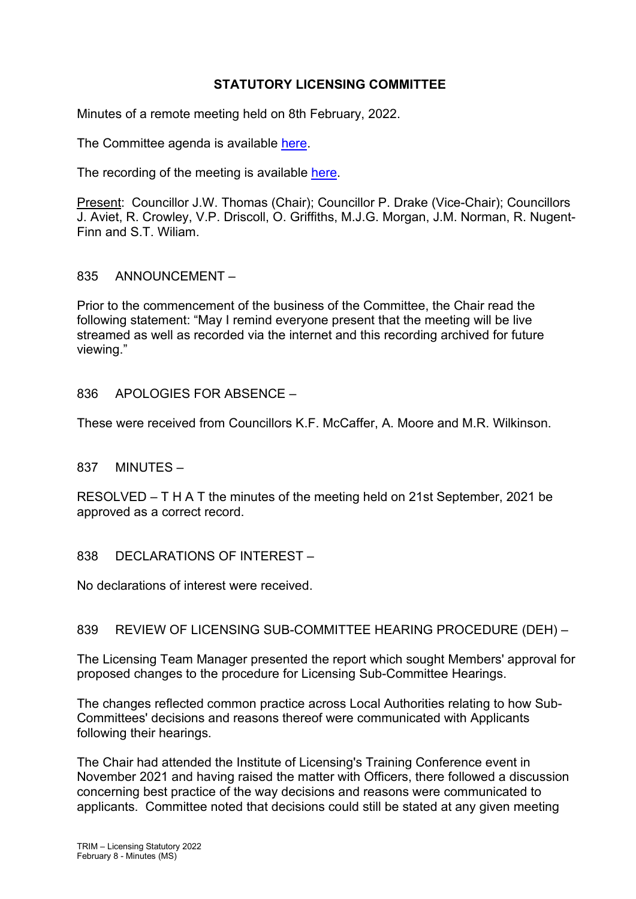# STATUTORY LICENSING COMMITTEE

Minutes of a remote meeting held on 8th February, 2022.

The Committee agenda is available here.

The recording of the meeting is available here.

Present: Councillor J.W. Thomas (Chair); Councillor P. Drake (Vice-Chair); Councillors J. Aviet, R. Crowley, V.P. Driscoll, O. Griffiths, M.J.G. Morgan, J.M. Norman, R. Nugent-Finn and S.T. Wiliam.

## 835 ANNOUNCEMENT –

Prior to the commencement of the business of the Committee, the Chair read the following statement: "May I remind everyone present that the meeting will be live streamed as well as recorded via the internet and this recording archived for future viewing."

## 836 APOLOGIES FOR ABSENCE –

These were received from Councillors K.F. McCaffer, A. Moore and M.R. Wilkinson.

## 837 MINUTES –

RESOLVED – T H A T the minutes of the meeting held on 21st September, 2021 be approved as a correct record.

## 838 DECLARATIONS OF INTEREST –

No declarations of interest were received.

## 839 REVIEW OF LICENSING SUB-COMMITTEE HEARING PROCEDURE (DEH) –

The Licensing Team Manager presented the report which sought Members' approval for proposed changes to the procedure for Licensing Sub-Committee Hearings.

The changes reflected common practice across Local Authorities relating to how Sub-Committees' decisions and reasons thereof were communicated with Applicants following their hearings.

The Chair had attended the Institute of Licensing's Training Conference event in November 2021 and having raised the matter with Officers, there followed a discussion concerning best practice of the way decisions and reasons were communicated to applicants. Committee noted that decisions could still be stated at any given meeting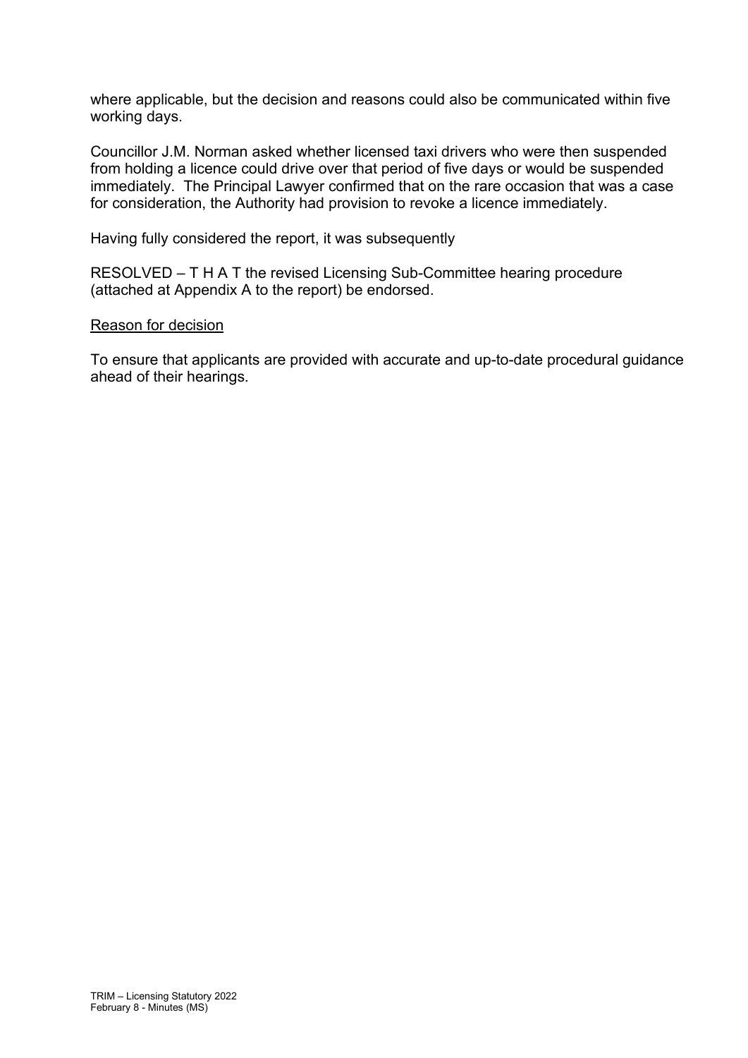where applicable, but the decision and reasons could also be communicated within five working days.

Councillor J.M. Norman asked whether licensed taxi drivers who were then suspended from holding a licence could drive over that period of five days or would be suspended immediately. The Principal Lawyer confirmed that on the rare occasion that was a case for consideration, the Authority had provision to revoke a licence immediately.

Having fully considered the report, it was subsequently

RESOLVED – T H A T the revised Licensing Sub-Committee hearing procedure (attached at Appendix A to the report) be endorsed.

<u>Reason for decision</u>

To ensure that applicants are provided with accurate and up-to-date procedural guidance ahead of their hearings.